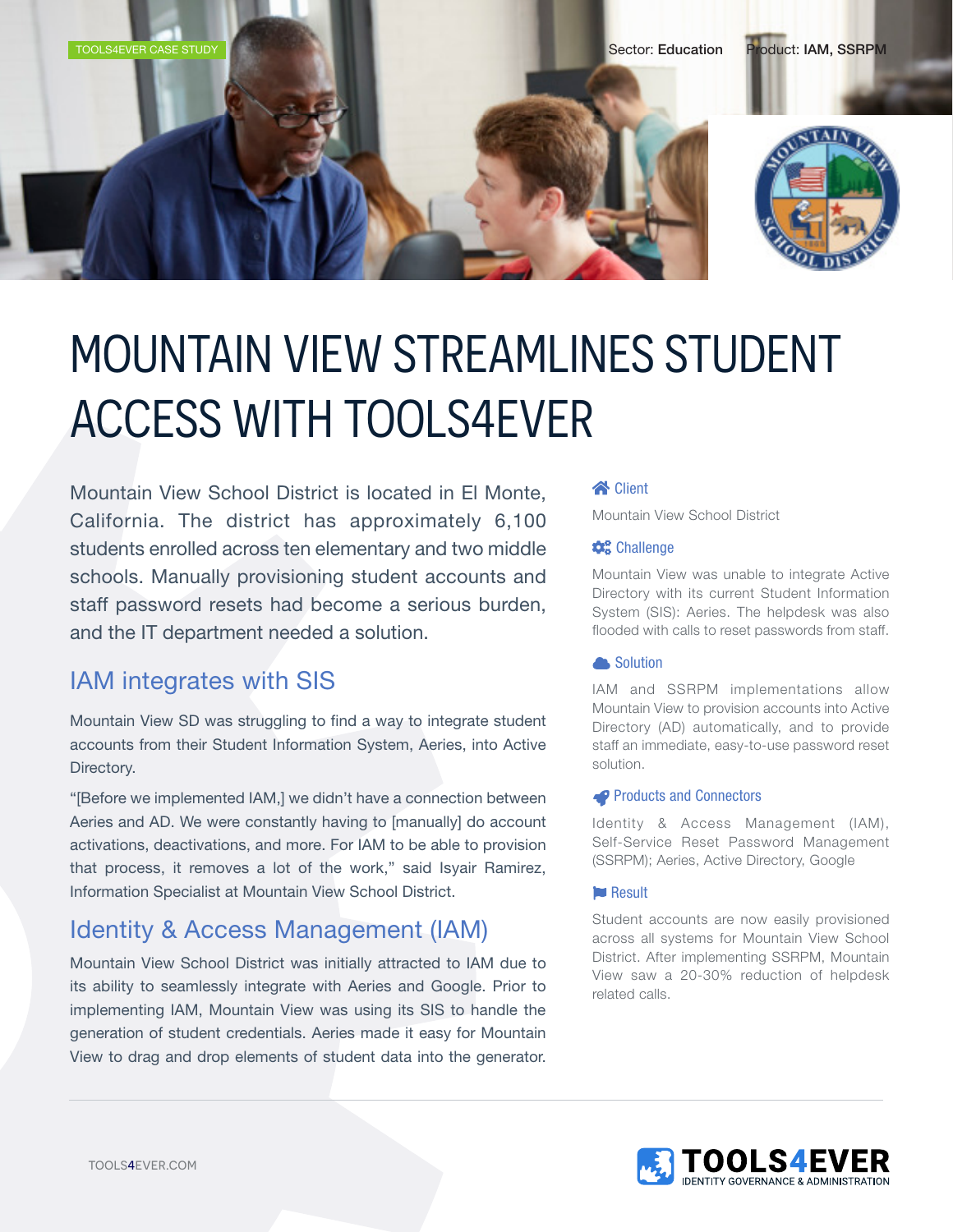TOOLS4EVER CASE STUDY

Sector: **Education** Product: **IAM, SSRPM**

# MOUNTAIN VIEW STREAMLINES STUDENT ACCESS WITH TOOLS4EVER

Mountain View School District is located in El Monte, California. The district has approximately 6,100 students enrolled across ten elementary and two middle schools. Manually provisioning student accounts and staff password resets had become a serious burden, and the IT department needed a solution.

## IAM integrates with SIS

Mountain View SD was struggling to find a way to integrate student accounts from their Student Information System, Aeries, into Active Directory.

"[Before we implemented IAM,] we didn't have a connection between Aeries and AD. We were constantly having to [manually] do account activations, deactivations, and more. For IAM to be able to provision that process, it removes a lot of the work," said Isyair Ramirez, Information Specialist at Mountain View School District.

## Identity & Access Management (IAM)

Mountain View School District was initially attracted to IAM due to its ability to seamlessly integrate with Aeries and Google. Prior to implementing IAM, Mountain View was using its SIS to handle the generation of student credentials. Aeries made it easy for Mountain View to drag and drop elements of student data into the generator.

### Client

Mountain View School District

### Challenge

Mountain View was unable to integrate Active Directory with its current Student Information System (SIS): Aeries. The helpdesk was also flooded with calls to reset passwords from staff.

### Solution

IAM and SSRPM implementations allow Mountain View to provision accounts into Active Directory (AD) automatically, and to provide staff an immediate, easy-to-use password reset solution.

### Products and Connectors

Identity & Access Management (IAM), Self-Service Reset Password Management (SSRPM); Aeries, Active Directory, Google

### Result

Student accounts are now easily provisioned across all systems for Mountain View School District. After implementing SSRPM, Mountain View saw a 20-30% reduction of helpdesk related calls.

TOOLS4EVER.COM

TOOLS4EVER IDENTITY GOVERNANCE & ADMINISTRATION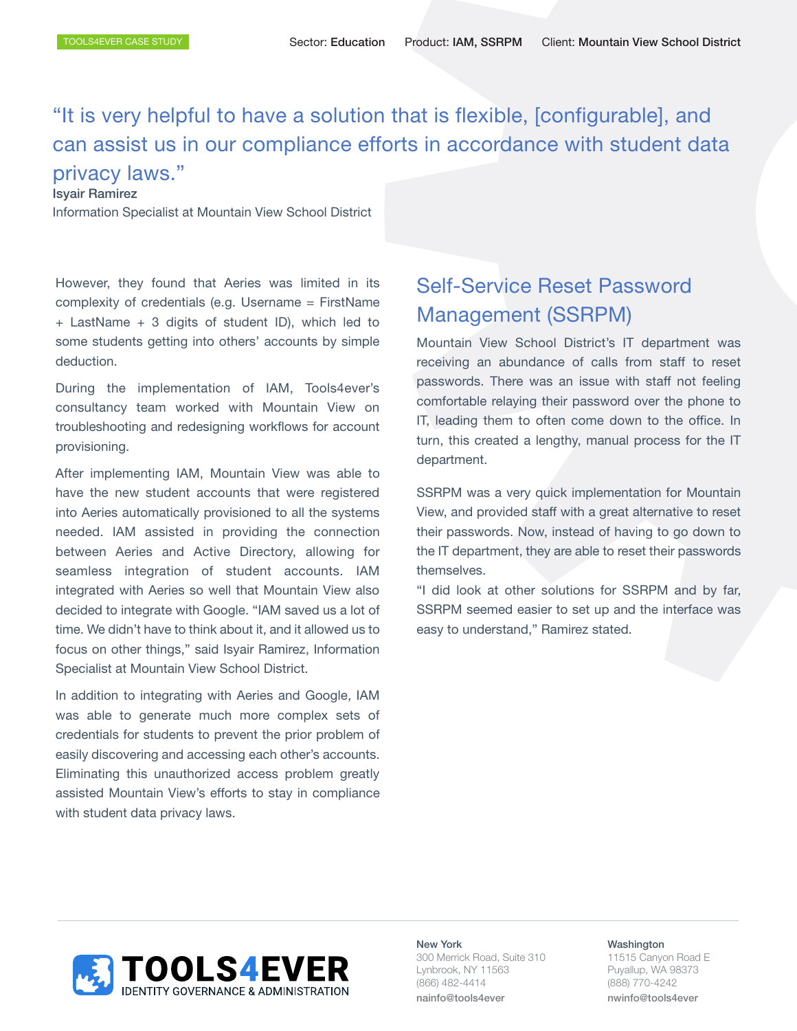TOOLS4EVER CASE STUDY

Sector: **Education** Product: **IAM, SSRPM** Client: **Mountain View School District**

> "It is very helpful to have a solution that is flexible, [configurable], and can assist us in our compliance efforts in accordance with student data privacy laws."

**Isyair Ramirez**
Information Specialist at Mountain View School District

However, they found that Aeries was limited in its complexity of credentials (e.g. Username = FirstName + LastName + 3 digits of student ID), which led to some students getting into others' accounts by simple deduction.

During the implementation of IAM, Tools4ever's consultancy team worked with Mountain View on troubleshooting and redesigning workflows for account provisioning.

After implementing IAM, Mountain View was able to have the new student accounts that were registered into Aeries automatically provisioned to all the systems needed. IAM assisted in providing the connection between Aeries and Active Directory, allowing for seamless integration of student accounts. IAM integrated with Aeries so well that Mountain View also decided to integrate with Google. "IAM saved us a lot of time. We didn't have to think about it, and it allowed us to focus on other things," said Isyair Ramirez, Information Specialist at Mountain View School District.

In addition to integrating with Aeries and Google, IAM was able to generate much more complex sets of credentials for students to prevent the prior problem of easily discovering and accessing each other's accounts. Eliminating this unauthorized access problem greatly assisted Mountain View's efforts to stay in compliance with student data privacy laws.

## Self-Service Reset Password Management (SSRPM)

Mountain View School District's IT department was receiving an abundance of calls from staff to reset passwords. There was an issue with staff not feeling comfortable relaying their password over the phone to IT, leading them to often come down to the office. In turn, this created a lengthy, manual process for the IT department.

SSRPM was a very quick implementation for Mountain View, and provided staff with a great alternative to reset their passwords. Now, instead of having to go down to the IT department, they are able to reset their passwords themselves.

"I did look at other solutions for SSRPM and by far, SSRPM seemed easier to set up and the interface was easy to understand," Ramirez stated.

TOOLS4EVER
IDENTITY GOVERNANCE & ADMINISTRATION

**New York**
300 Merrick Road, Suite 310
Lynbrook, NY 11563
(866) 482-4414
nainfo@tools4ever

**Washington**
11515 Canyon Road E
Puyallup, WA 98373
(888) 770-4242
nwinfo@tools4ever